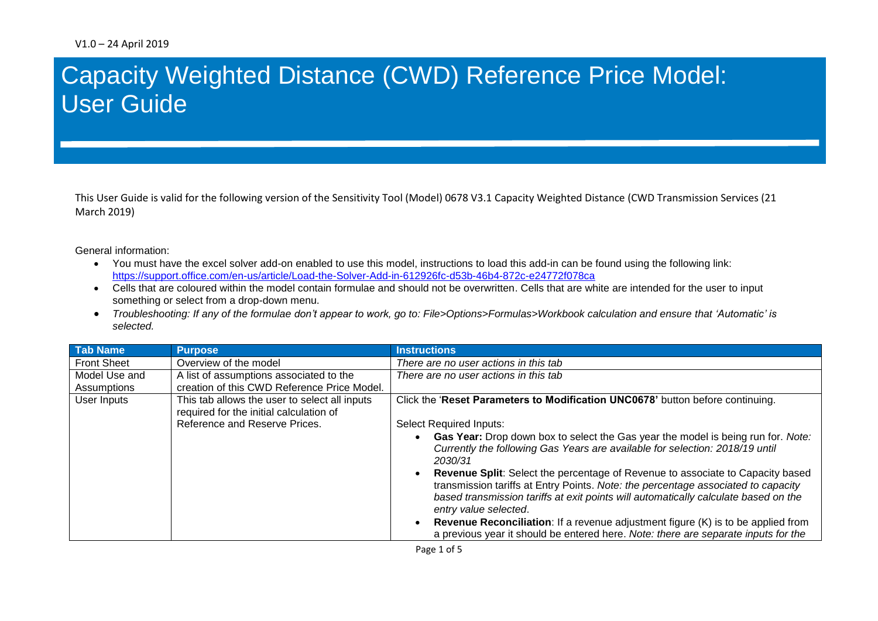V1.0 – 24 April 2019

# Capacity Weighted Distance (CWD) Reference Price Model: User Guide

This User Guide is valid for the following version of the Sensitivity Tool (Model) 0678 V3.1 Capacity Weighted Distance (CWD Transmission Services (21 March 2019)

General information:

- You must have the excel solver add-on enabled to use this model, instructions to load this add-in can be found using the following link: https://support.office.com/en-us/article/Load-the-Solver-Add-in-612926fc-d53b-46b4-872c-e24772f078ca
- Cells that are coloured within the model contain formulae and should not be overwritten. Cells that are white are intended for the user to input something or select from a drop-down menu.
- *Troubleshooting: If any of the formulae don't appear to work, go to: File>Options>Formulas>Workbook calculation and ensure that 'Automatic' is selected.*

| Tab Name | Purpose | Instructions |
|---|---|---|
| Front Sheet | Overview of the model | *There are no user actions in this tab* |
| Model Use and Assumptions | A list of assumptions associated to the creation of this CWD Reference Price Model. | *There are no user actions in this tab* |
| User Inputs | This tab allows the user to select all inputs required for the initial calculation of Reference and Reserve Prices. | Click the '**Reset Parameters to Modification UNC0678'** button before continuing.<br><br>Select Required Inputs:<br>• **Gas Year:** Drop down box to select the Gas year the model is being run for. *Note: Currently the following Gas Years are available for selection: 2018/19 until 2030/31*<br>• **Revenue Split**: Select the percentage of Revenue to associate to Capacity based transmission tariffs at Entry Points. *Note: the percentage associated to capacity based transmission tariffs at exit points will automatically calculate based on the entry value selected*.<br>• **Revenue Reconciliation**: If a revenue adjustment figure (K) is to be applied from a previous year it should be entered here. *Note: there are separate inputs for the* |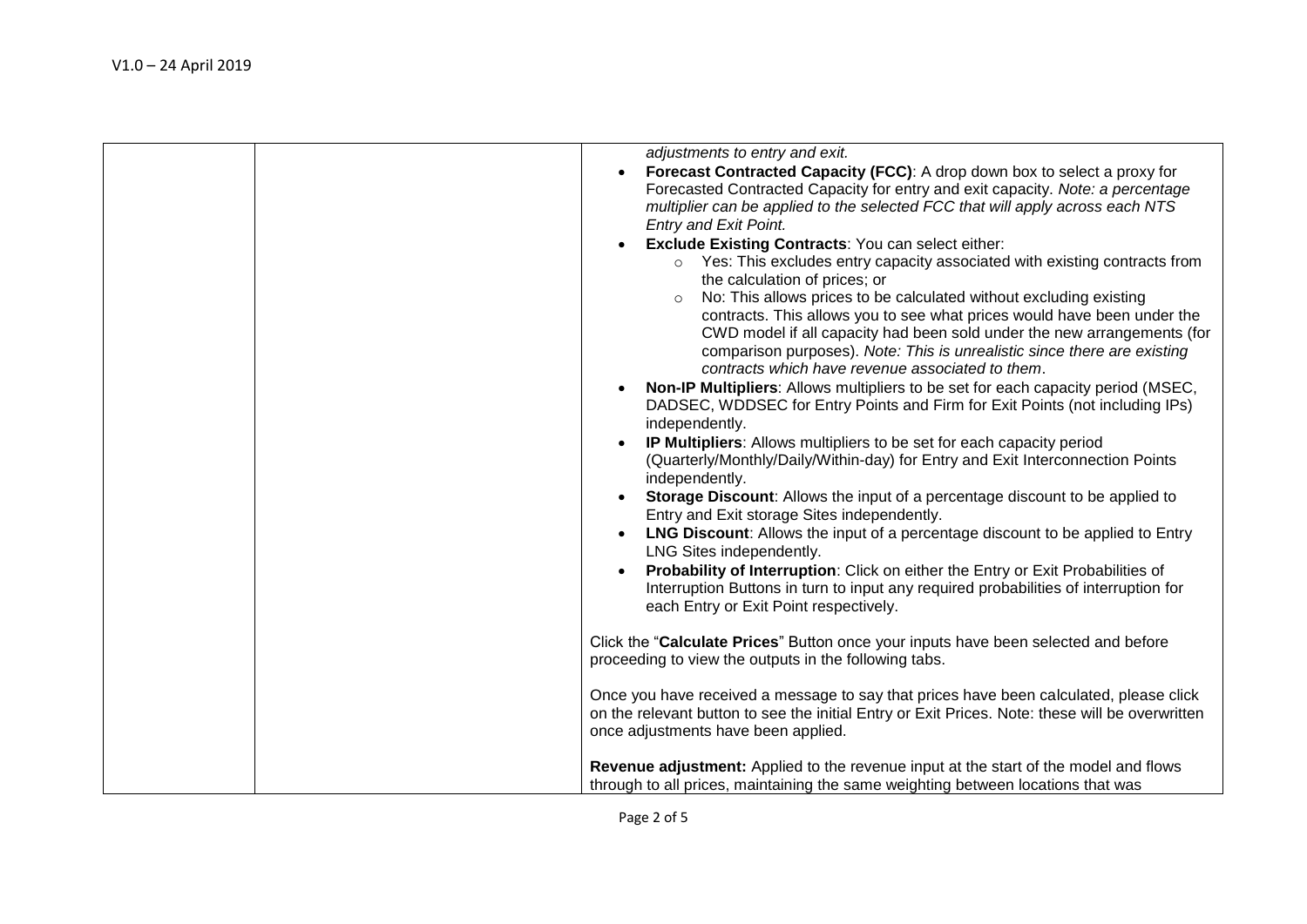| | | *adjustments to entry and exit.*<br>• **Forecast Contracted Capacity (FCC)**: A drop down box to select a proxy for Forecasted Contracted Capacity for entry and exit capacity. *Note: a percentage multiplier can be applied to the selected FCC that will apply across each NTS Entry and Exit Point.*<br>• **Exclude Existing Contracts**: You can select either:<br>  ○ Yes: This excludes entry capacity associated with existing contracts from the calculation of prices; or<br>  ○ No: This allows prices to be calculated without excluding existing contracts. This allows you to see what prices would have been under the CWD model if all capacity had been sold under the new arrangements (for comparison purposes). *Note: This is unrealistic since there are existing contracts which have revenue associated to them*.<br>• **Non-IP Multipliers**: Allows multipliers to be set for each capacity period (MSEC, DADSEC, WDDSEC for Entry Points and Firm for Exit Points (not including IPs) independently.<br>• **IP Multipliers**: Allows multipliers to be set for each capacity period (Quarterly/Monthly/Daily/Within-day) for Entry and Exit Interconnection Points independently.<br>• **Storage Discount**: Allows the input of a percentage discount to be applied to Entry and Exit storage Sites independently.<br>• **LNG Discount**: Allows the input of a percentage discount to be applied to Entry LNG Sites independently.<br>• **Probability of Interruption**: Click on either the Entry or Exit Probabilities of Interruption Buttons in turn to input any required probabilities of interruption for each Entry or Exit Point respectively.<br><br>Click the "**Calculate Prices**" Button once your inputs have been selected and before proceeding to view the outputs in the following tabs.<br><br>Once you have received a message to say that prices have been calculated, please click on the relevant button to see the initial Entry or Exit Prices. Note: these will be overwritten once adjustments have been applied.<br><br>**Revenue adjustment:** Applied to the revenue input at the start of the model and flows through to all prices, maintaining the same weighting between locations that was |
|---|---|---|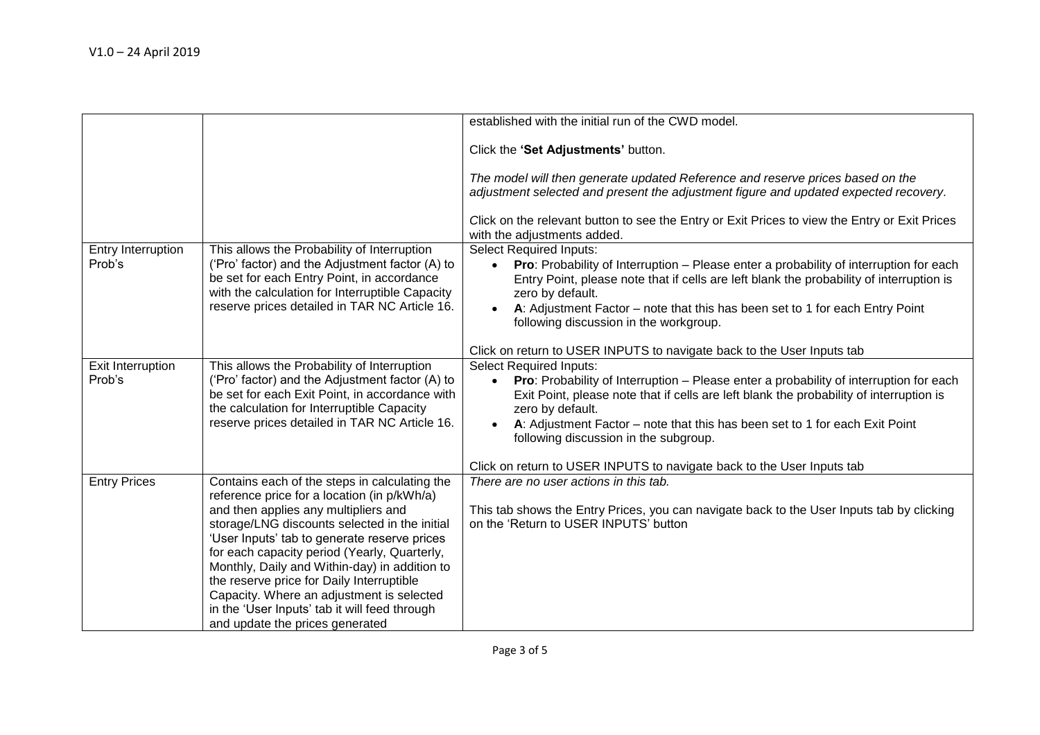V1.0 – 24 April 2019

| | | |
|---|---|---|
| | | established with the initial run of the CWD model.<br><br>Click the **'Set Adjustments'** button.<br><br>*The model will then generate updated Reference and reserve prices based on the adjustment selected and present the adjustment figure and updated expected recovery.*<br><br>Click on the relevant button to see the Entry or Exit Prices to view the Entry or Exit Prices with the adjustments added. |
| Entry Interruption Prob's | This allows the Probability of Interruption ('Pro' factor) and the Adjustment factor (A) to be set for each Entry Point, in accordance with the calculation for Interruptible Capacity reserve prices detailed in TAR NC Article 16. | Select Required Inputs:<br>• **Pro**: Probability of Interruption – Please enter a probability of interruption for each Entry Point, please note that if cells are left blank the probability of interruption is zero by default.<br>• **A**: Adjustment Factor – note that this has been set to 1 for each Entry Point following discussion in the workgroup.<br><br>Click on return to USER INPUTS to navigate back to the User Inputs tab |
| Exit Interruption Prob's | This allows the Probability of Interruption ('Pro' factor) and the Adjustment factor (A) to be set for each Exit Point, in accordance with the calculation for Interruptible Capacity reserve prices detailed in TAR NC Article 16. | Select Required Inputs:<br>• **Pro**: Probability of Interruption – Please enter a probability of interruption for each Exit Point, please note that if cells are left blank the probability of interruption is zero by default.<br>• **A**: Adjustment Factor – note that this has been set to 1 for each Exit Point following discussion in the subgroup.<br><br>Click on return to USER INPUTS to navigate back to the User Inputs tab |
| Entry Prices | Contains each of the steps in calculating the reference price for a location (in p/kWh/a) and then applies any multipliers and storage/LNG discounts selected in the initial 'User Inputs' tab to generate reserve prices for each capacity period (Yearly, Quarterly, Monthly, Daily and Within-day) in addition to the reserve price for Daily Interruptible Capacity. Where an adjustment is selected in the 'User Inputs' tab it will feed through and update the prices generated | *There are no user actions in this tab.*<br><br>This tab shows the Entry Prices, you can navigate back to the User Inputs tab by clicking on the 'Return to USER INPUTS' button |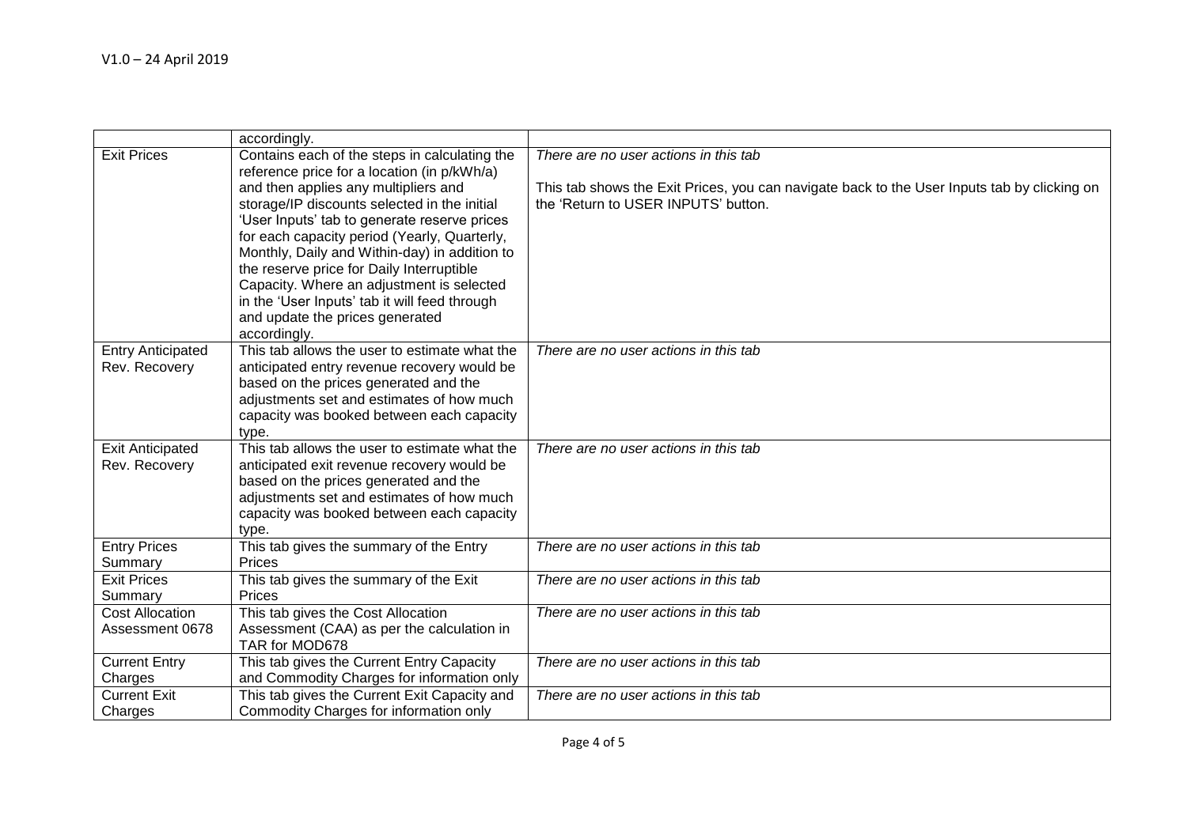| | | |
|---|---|---|
| | accordingly. | |
| Exit Prices | Contains each of the steps in calculating the reference price for a location (in p/kWh/a) and then applies any multipliers and storage/IP discounts selected in the initial 'User Inputs' tab to generate reserve prices for each capacity period (Yearly, Quarterly, Monthly, Daily and Within-day) in addition to the reserve price for Daily Interruptible Capacity. Where an adjustment is selected in the 'User Inputs' tab it will feed through and update the prices generated accordingly. | *There are no user actions in this tab*<br><br>This tab shows the Exit Prices, you can navigate back to the User Inputs tab by clicking on the 'Return to USER INPUTS' button. |
| Entry Anticipated Rev. Recovery | This tab allows the user to estimate what the anticipated entry revenue recovery would be based on the prices generated and the adjustments set and estimates of how much capacity was booked between each capacity type. | *There are no user actions in this tab* |
| Exit Anticipated Rev. Recovery | This tab allows the user to estimate what the anticipated exit revenue recovery would be based on the prices generated and the adjustments set and estimates of how much capacity was booked between each capacity type. | *There are no user actions in this tab* |
| Entry Prices Summary | This tab gives the summary of the Entry Prices | *There are no user actions in this tab* |
| Exit Prices Summary | This tab gives the summary of the Exit Prices | *There are no user actions in this tab* |
| Cost Allocation Assessment 0678 | This tab gives the Cost Allocation Assessment (CAA) as per the calculation in TAR for MOD678 | *There are no user actions in this tab* |
| Current Entry Charges | This tab gives the Current Entry Capacity and Commodity Charges for information only | *There are no user actions in this tab* |
| Current Exit Charges | This tab gives the Current Exit Capacity and Commodity Charges for information only | *There are no user actions in this tab* |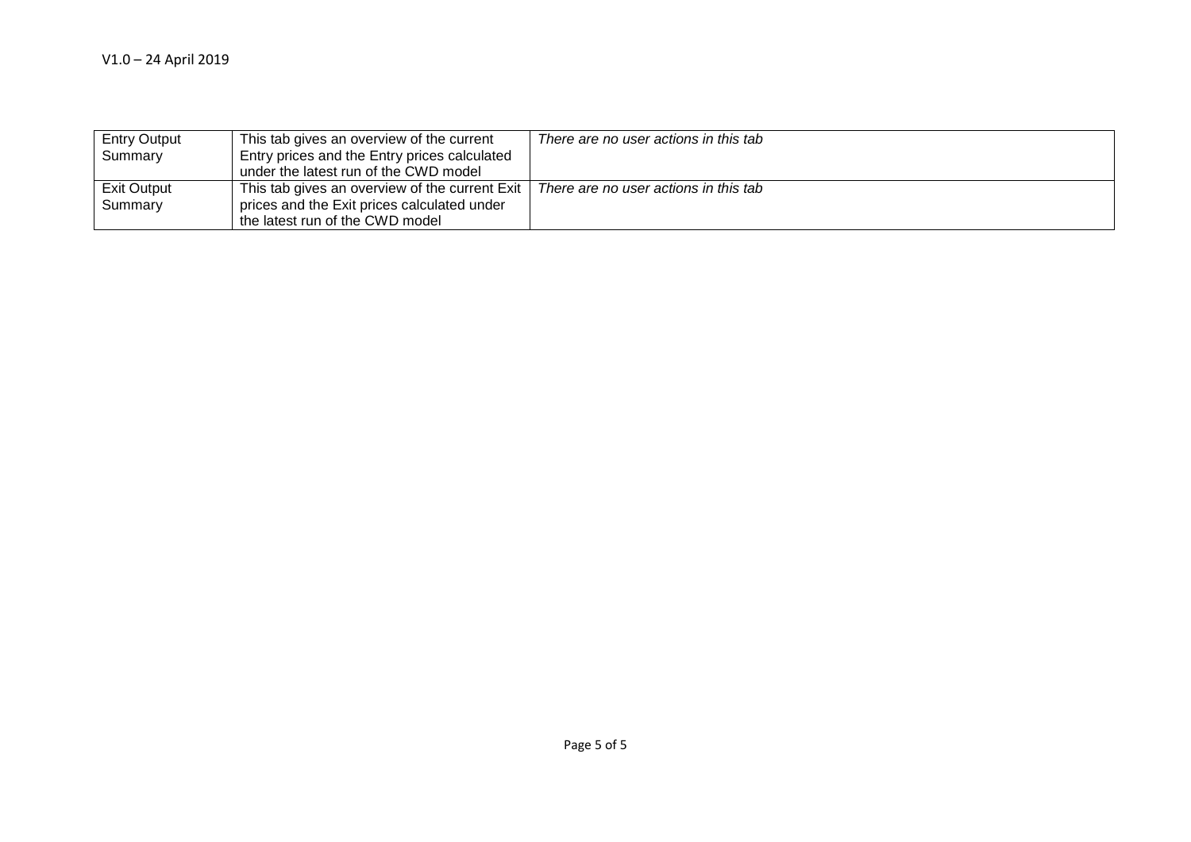V1.0 – 24 April 2019

| | | |
|---|---|---|
| Entry Output Summary | This tab gives an overview of the current Entry prices and the Entry prices calculated under the latest run of the CWD model | *There are no user actions in this tab* |
| Exit Output Summary | This tab gives an overview of the current Exit prices and the Exit prices calculated under the latest run of the CWD model | *There are no user actions in this tab* |